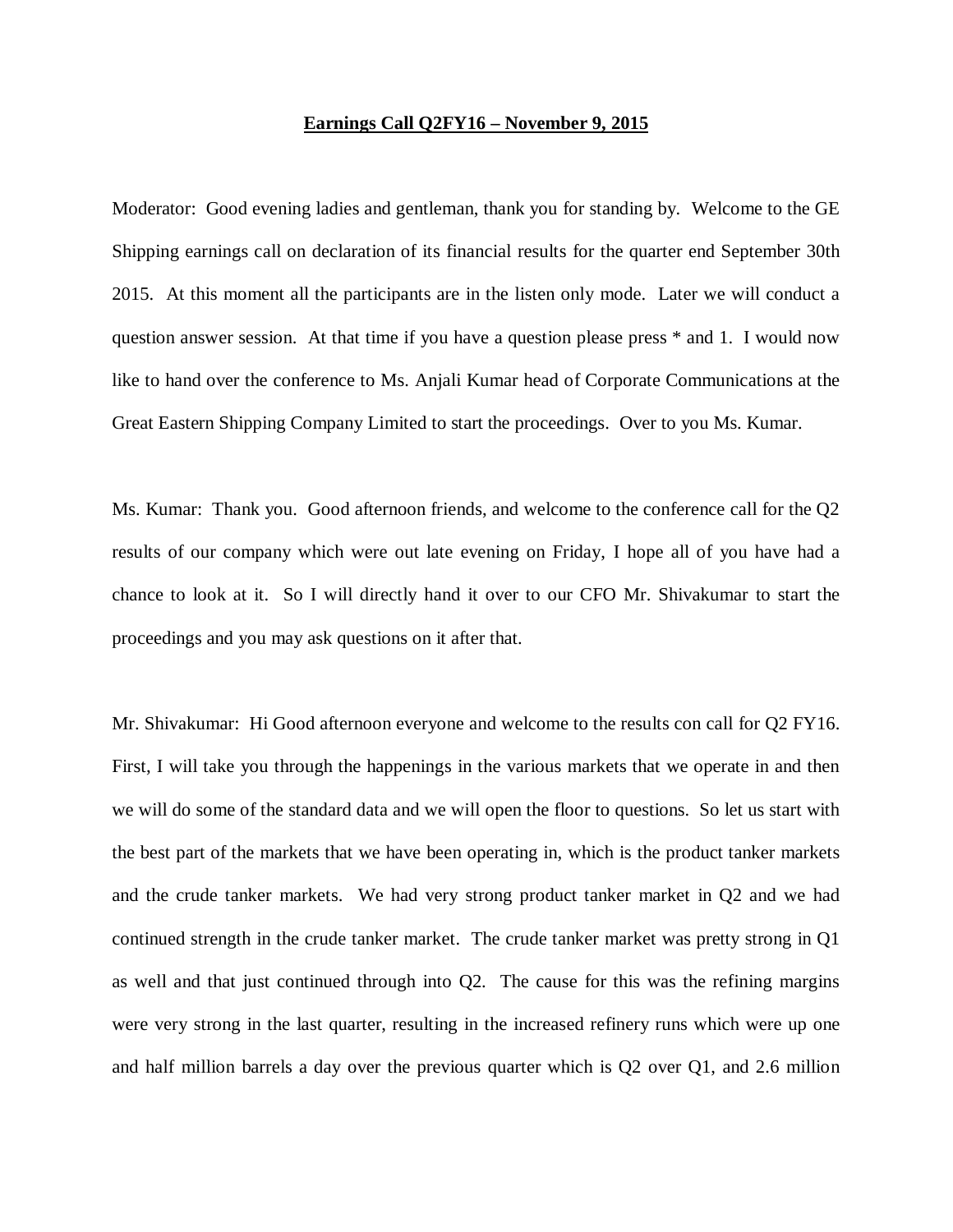**Earnings Call Q2FY16 – November 9, 2015**

Moderator: Good evening ladies and gentleman, thank you for standing by. Welcome to the GE Shipping earnings call on declaration of its financial results for the quarter end September 30th 2015. At this moment all the participants are in the listen only mode. Later we will conduct a question answer session. At that time if you have a question please press * and 1. I would now like to hand over the conference to Ms. Anjali Kumar head of Corporate Communications at the Great Eastern Shipping Company Limited to start the proceedings. Over to you Ms. Kumar.

Ms. Kumar: Thank you. Good afternoon friends, and welcome to the conference call for the Q2 results of our company which were out late evening on Friday, I hope all of you have had a chance to look at it. So I will directly hand it over to our CFO Mr. Shivakumar to start the proceedings and you may ask questions on it after that.

Mr. Shivakumar: Hi Good afternoon everyone and welcome to the results con call for Q2 FY16. First, I will take you through the happenings in the various markets that we operate in and then we will do some of the standard data and we will open the floor to questions. So let us start with the best part of the markets that we have been operating in, which is the product tanker markets and the crude tanker markets. We had very strong product tanker market in Q2 and we had continued strength in the crude tanker market. The crude tanker market was pretty strong in Q1 as well and that just continued through into Q2. The cause for this was the refining margins were very strong in the last quarter, resulting in the increased refinery runs which were up one and half million barrels a day over the previous quarter which is Q2 over Q1, and 2.6 million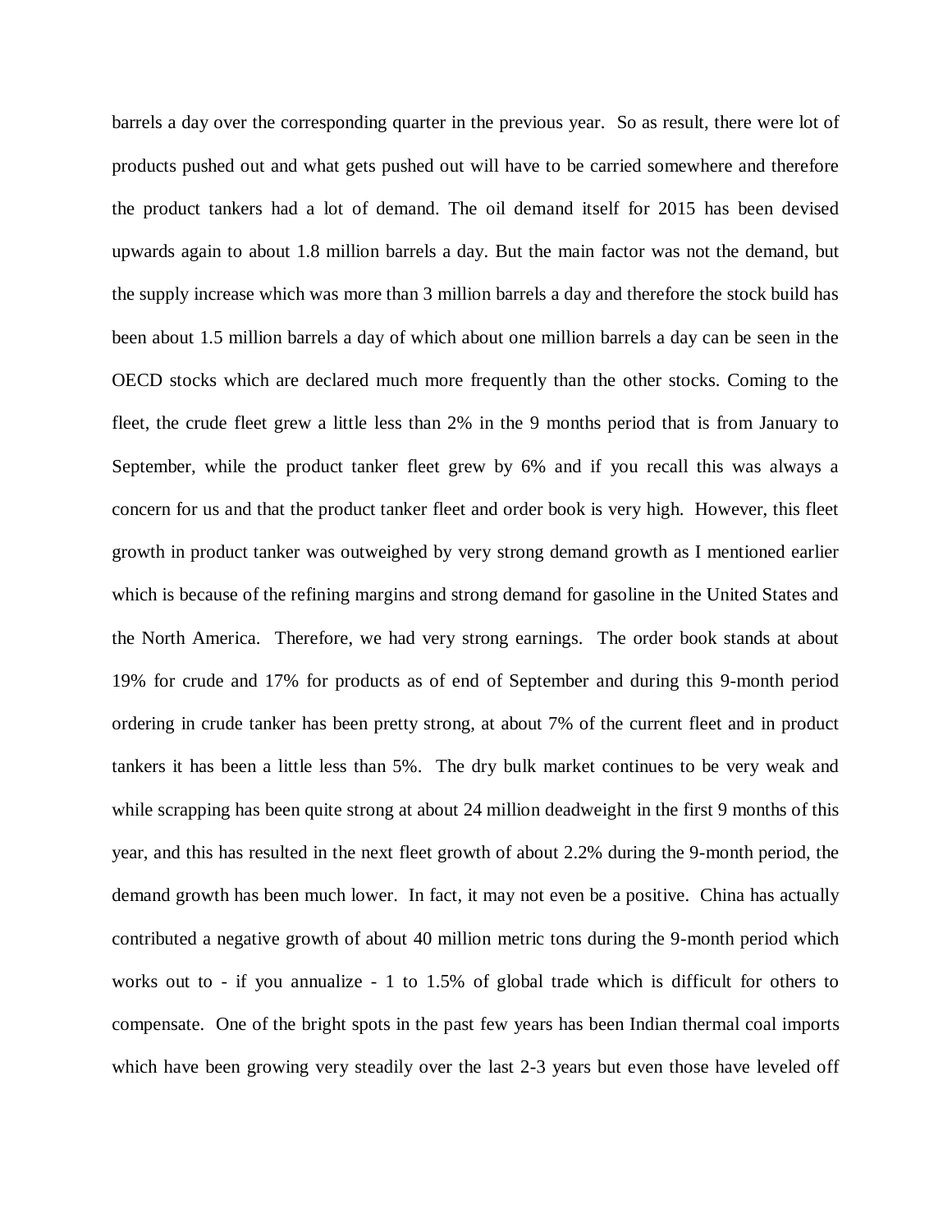barrels a day over the corresponding quarter in the previous year. So as result, there were lot of products pushed out and what gets pushed out will have to be carried somewhere and therefore the product tankers had a lot of demand. The oil demand itself for 2015 has been devised upwards again to about 1.8 million barrels a day. But the main factor was not the demand, but the supply increase which was more than 3 million barrels a day and therefore the stock build has been about 1.5 million barrels a day of which about one million barrels a day can be seen in the OECD stocks which are declared much more frequently than the other stocks. Coming to the fleet, the crude fleet grew a little less than 2% in the 9 months period that is from January to September, while the product tanker fleet grew by 6% and if you recall this was always a concern for us and that the product tanker fleet and order book is very high. However, this fleet growth in product tanker was outweighed by very strong demand growth as I mentioned earlier which is because of the refining margins and strong demand for gasoline in the United States and the North America. Therefore, we had very strong earnings. The order book stands at about 19% for crude and 17% for products as of end of September and during this 9-month period ordering in crude tanker has been pretty strong, at about 7% of the current fleet and in product tankers it has been a little less than 5%. The dry bulk market continues to be very weak and while scrapping has been quite strong at about 24 million deadweight in the first 9 months of this year, and this has resulted in the next fleet growth of about 2.2% during the 9-month period, the demand growth has been much lower. In fact, it may not even be a positive. China has actually contributed a negative growth of about 40 million metric tons during the 9-month period which works out to - if you annualize - 1 to 1.5% of global trade which is difficult for others to compensate. One of the bright spots in the past few years has been Indian thermal coal imports which have been growing very steadily over the last 2-3 years but even those have leveled off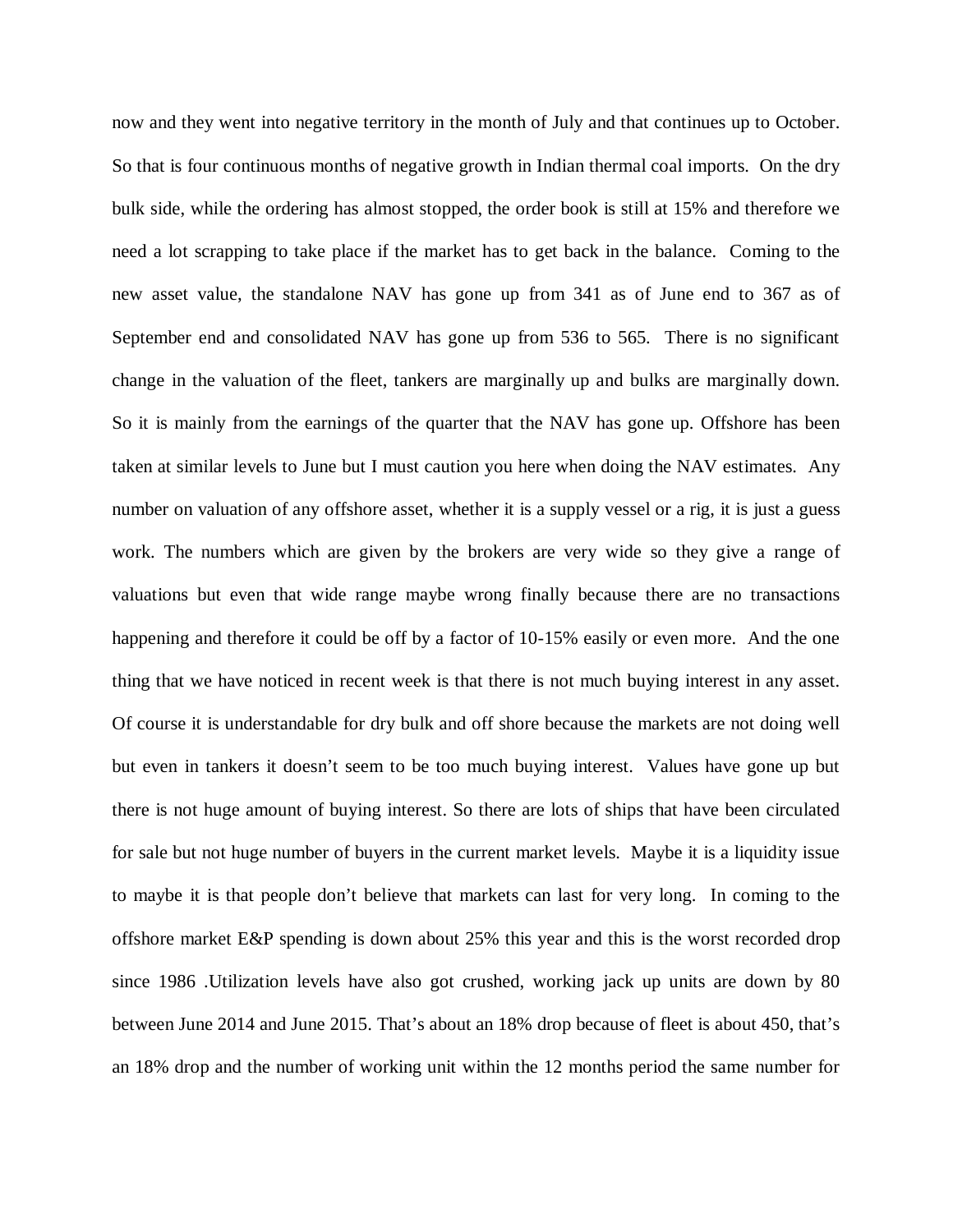now and they went into negative territory in the month of July and that continues up to October. So that is four continuous months of negative growth in Indian thermal coal imports. On the dry bulk side, while the ordering has almost stopped, the order book is still at 15% and therefore we need a lot scrapping to take place if the market has to get back in the balance. Coming to the new asset value, the standalone NAV has gone up from 341 as of June end to 367 as of September end and consolidated NAV has gone up from 536 to 565. There is no significant change in the valuation of the fleet, tankers are marginally up and bulks are marginally down. So it is mainly from the earnings of the quarter that the NAV has gone up. Offshore has been taken at similar levels to June but I must caution you here when doing the NAV estimates. Any number on valuation of any offshore asset, whether it is a supply vessel or a rig, it is just a guess work. The numbers which are given by the brokers are very wide so they give a range of valuations but even that wide range maybe wrong finally because there are no transactions happening and therefore it could be off by a factor of 10-15% easily or even more. And the one thing that we have noticed in recent week is that there is not much buying interest in any asset. Of course it is understandable for dry bulk and off shore because the markets are not doing well but even in tankers it doesn't seem to be too much buying interest. Values have gone up but there is not huge amount of buying interest. So there are lots of ships that have been circulated for sale but not huge number of buyers in the current market levels. Maybe it is a liquidity issue to maybe it is that people don't believe that markets can last for very long. In coming to the offshore market E&P spending is down about 25% this year and this is the worst recorded drop since 1986 .Utilization levels have also got crushed, working jack up units are down by 80 between June 2014 and June 2015. That's about an 18% drop because of fleet is about 450, that's an 18% drop and the number of working unit within the 12 months period the same number for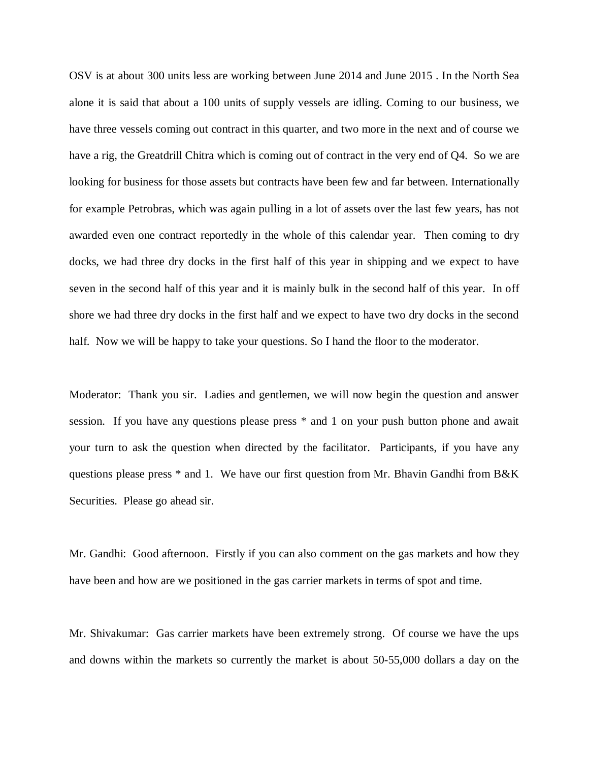OSV is at about 300 units less are working between June 2014 and June 2015 . In the North Sea alone it is said that about a 100 units of supply vessels are idling. Coming to our business, we have three vessels coming out contract in this quarter, and two more in the next and of course we have a rig, the Greatdrill Chitra which is coming out of contract in the very end of Q4. So we are looking for business for those assets but contracts have been few and far between. Internationally for example Petrobras, which was again pulling in a lot of assets over the last few years, has not awarded even one contract reportedly in the whole of this calendar year. Then coming to dry docks, we had three dry docks in the first half of this year in shipping and we expect to have seven in the second half of this year and it is mainly bulk in the second half of this year. In off shore we had three dry docks in the first half and we expect to have two dry docks in the second half. Now we will be happy to take your questions. So I hand the floor to the moderator.

Moderator: Thank you sir. Ladies and gentlemen, we will now begin the question and answer session. If you have any questions please press * and 1 on your push button phone and await your turn to ask the question when directed by the facilitator. Participants, if you have any questions please press * and 1. We have our first question from Mr. Bhavin Gandhi from B&K Securities. Please go ahead sir.

Mr. Gandhi: Good afternoon. Firstly if you can also comment on the gas markets and how they have been and how are we positioned in the gas carrier markets in terms of spot and time.

Mr. Shivakumar: Gas carrier markets have been extremely strong. Of course we have the ups and downs within the markets so currently the market is about 50-55,000 dollars a day on the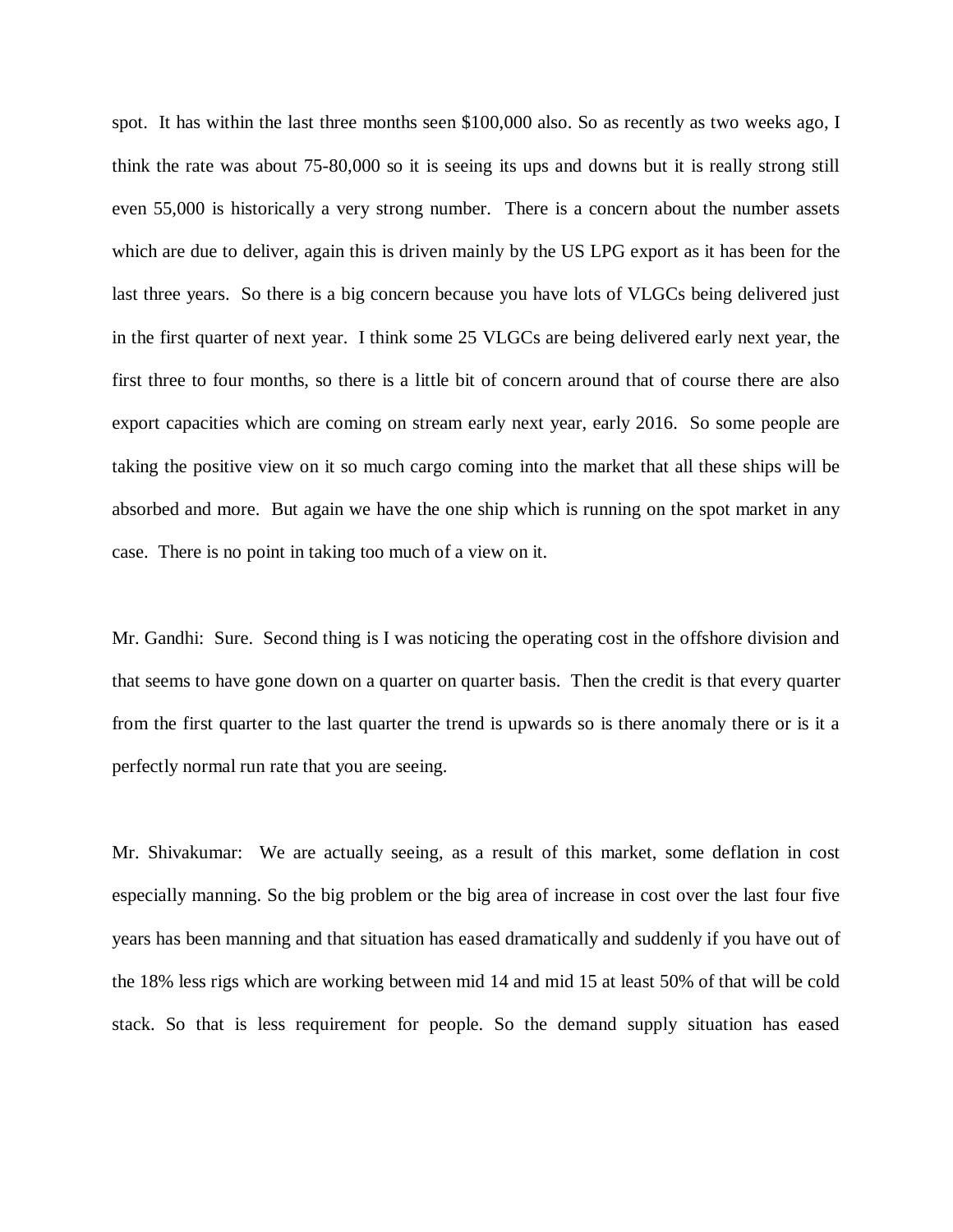spot. It has within the last three months seen $100,000 also. So as recently as two weeks ago, I think the rate was about 75-80,000 so it is seeing its ups and downs but it is really strong still even 55,000 is historically a very strong number. There is a concern about the number assets which are due to deliver, again this is driven mainly by the US LPG export as it has been for the last three years. So there is a big concern because you have lots of VLGCs being delivered just in the first quarter of next year. I think some 25 VLGCs are being delivered early next year, the first three to four months, so there is a little bit of concern around that of course there are also export capacities which are coming on stream early next year, early 2016. So some people are taking the positive view on it so much cargo coming into the market that all these ships will be absorbed and more. But again we have the one ship which is running on the spot market in any case. There is no point in taking too much of a view on it.

Mr. Gandhi: Sure. Second thing is I was noticing the operating cost in the offshore division and that seems to have gone down on a quarter on quarter basis. Then the credit is that every quarter from the first quarter to the last quarter the trend is upwards so is there anomaly there or is it a perfectly normal run rate that you are seeing.

Mr. Shivakumar: We are actually seeing, as a result of this market, some deflation in cost especially manning. So the big problem or the big area of increase in cost over the last four five years has been manning and that situation has eased dramatically and suddenly if you have out of the 18% less rigs which are working between mid 14 and mid 15 at least 50% of that will be cold stack. So that is less requirement for people. So the demand supply situation has eased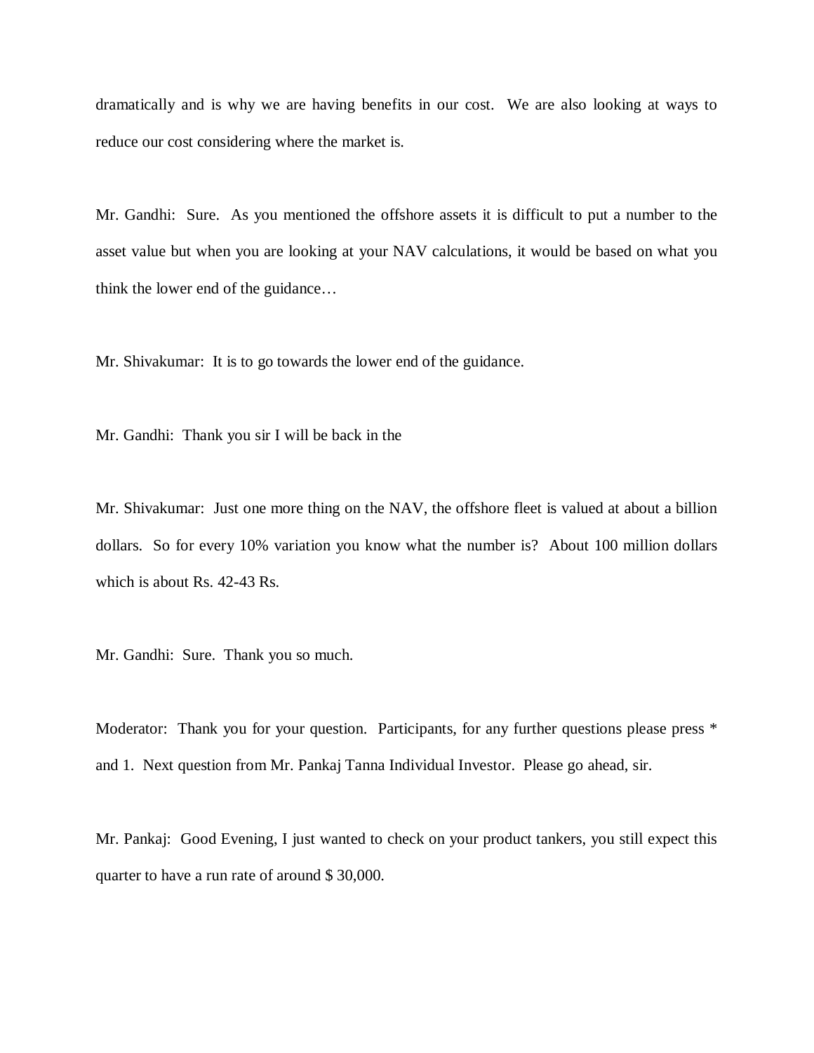dramatically and is why we are having benefits in our cost. We are also looking at ways to reduce our cost considering where the market is.

Mr. Gandhi: Sure. As you mentioned the offshore assets it is difficult to put a number to the asset value but when you are looking at your NAV calculations, it would be based on what you think the lower end of the guidance…

Mr. Shivakumar: It is to go towards the lower end of the guidance.

Mr. Gandhi: Thank you sir I will be back in the

Mr. Shivakumar: Just one more thing on the NAV, the offshore fleet is valued at about a billion dollars. So for every 10% variation you know what the number is? About 100 million dollars which is about Rs. 42-43 Rs.

Mr. Gandhi: Sure. Thank you so much.

Moderator: Thank you for your question. Participants, for any further questions please press * and 1. Next question from Mr. Pankaj Tanna Individual Investor. Please go ahead, sir.

Mr. Pankaj: Good Evening, I just wanted to check on your product tankers, you still expect this quarter to have a run rate of around $ 30,000.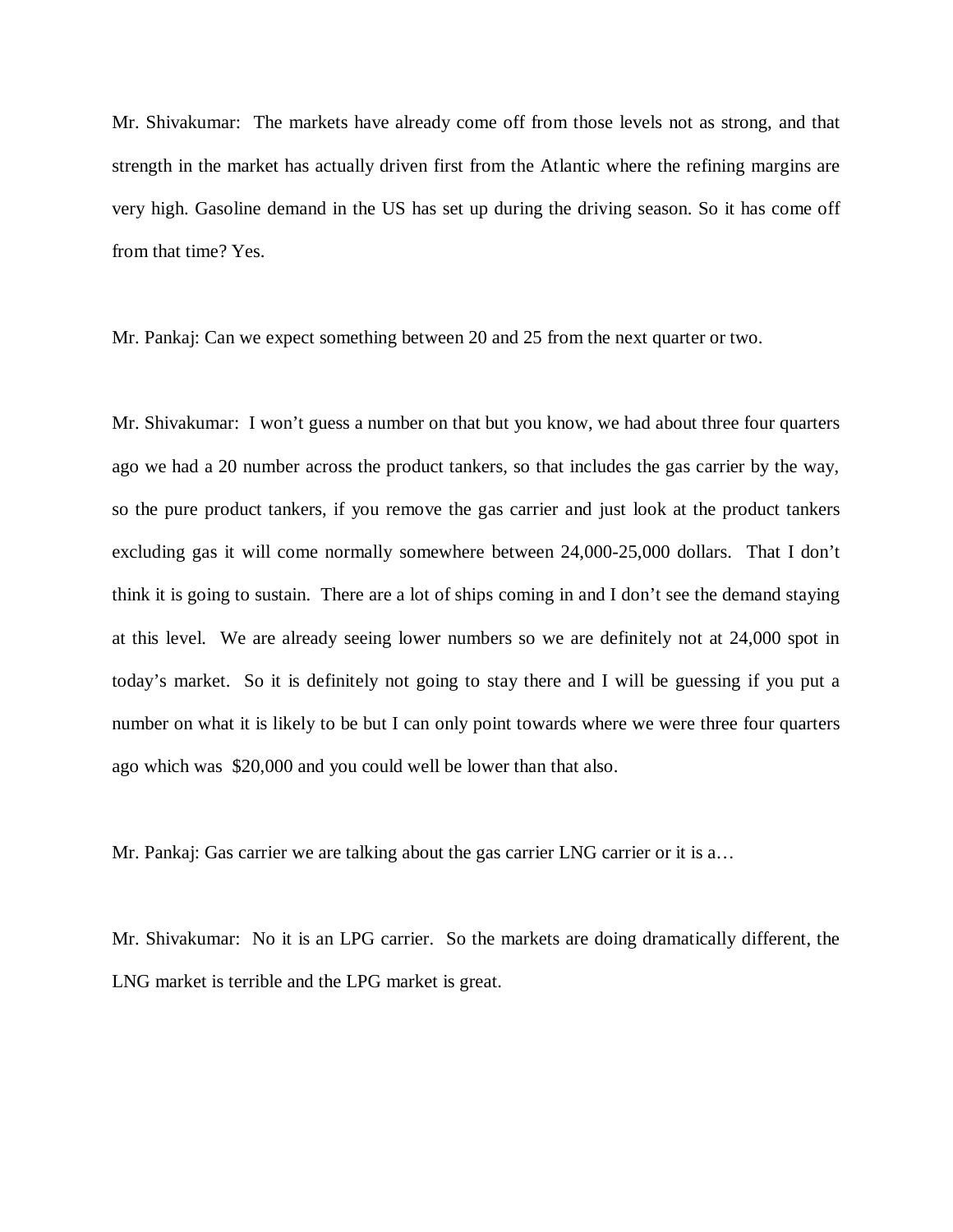Mr. Shivakumar: The markets have already come off from those levels not as strong, and that strength in the market has actually driven first from the Atlantic where the refining margins are very high. Gasoline demand in the US has set up during the driving season. So it has come off from that time? Yes.

Mr. Pankaj: Can we expect something between 20 and 25 from the next quarter or two.

Mr. Shivakumar: I won't guess a number on that but you know, we had about three four quarters ago we had a 20 number across the product tankers, so that includes the gas carrier by the way, so the pure product tankers, if you remove the gas carrier and just look at the product tankers excluding gas it will come normally somewhere between 24,000-25,000 dollars. That I don't think it is going to sustain. There are a lot of ships coming in and I don't see the demand staying at this level. We are already seeing lower numbers so we are definitely not at 24,000 spot in today's market. So it is definitely not going to stay there and I will be guessing if you put a number on what it is likely to be but I can only point towards where we were three four quarters ago which was $20,000 and you could well be lower than that also.

Mr. Pankaj: Gas carrier we are talking about the gas carrier LNG carrier or it is a…

Mr. Shivakumar: No it is an LPG carrier. So the markets are doing dramatically different, the LNG market is terrible and the LPG market is great.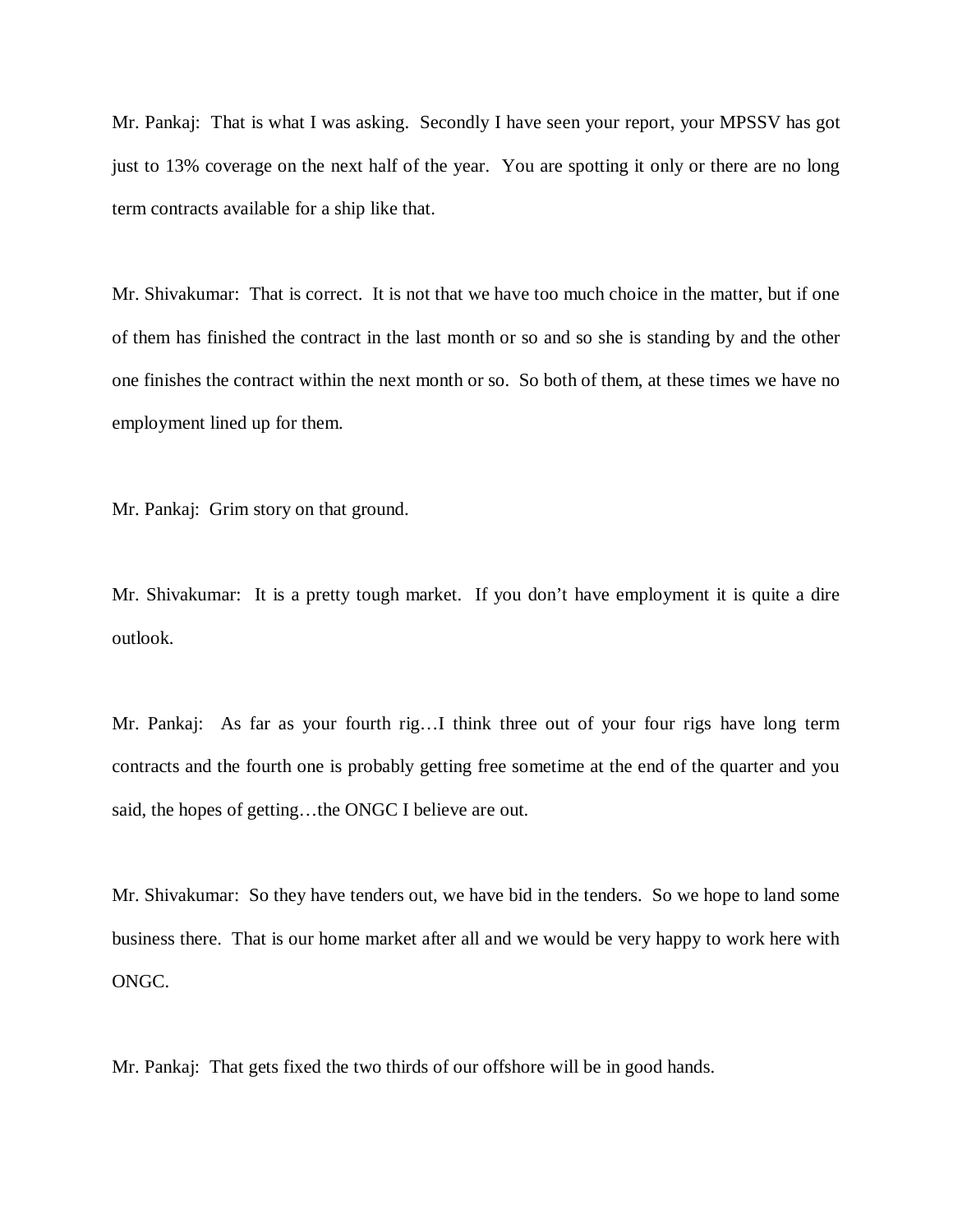Mr. Pankaj: That is what I was asking. Secondly I have seen your report, your MPSSV has got just to 13% coverage on the next half of the year. You are spotting it only or there are no long term contracts available for a ship like that.

Mr. Shivakumar: That is correct. It is not that we have too much choice in the matter, but if one of them has finished the contract in the last month or so and so she is standing by and the other one finishes the contract within the next month or so. So both of them, at these times we have no employment lined up for them.

Mr. Pankaj: Grim story on that ground.

Mr. Shivakumar: It is a pretty tough market. If you don't have employment it is quite a dire outlook.

Mr. Pankaj: As far as your fourth rig…I think three out of your four rigs have long term contracts and the fourth one is probably getting free sometime at the end of the quarter and you said, the hopes of getting…the ONGC I believe are out.

Mr. Shivakumar: So they have tenders out, we have bid in the tenders. So we hope to land some business there. That is our home market after all and we would be very happy to work here with ONGC.

Mr. Pankaj: That gets fixed the two thirds of our offshore will be in good hands.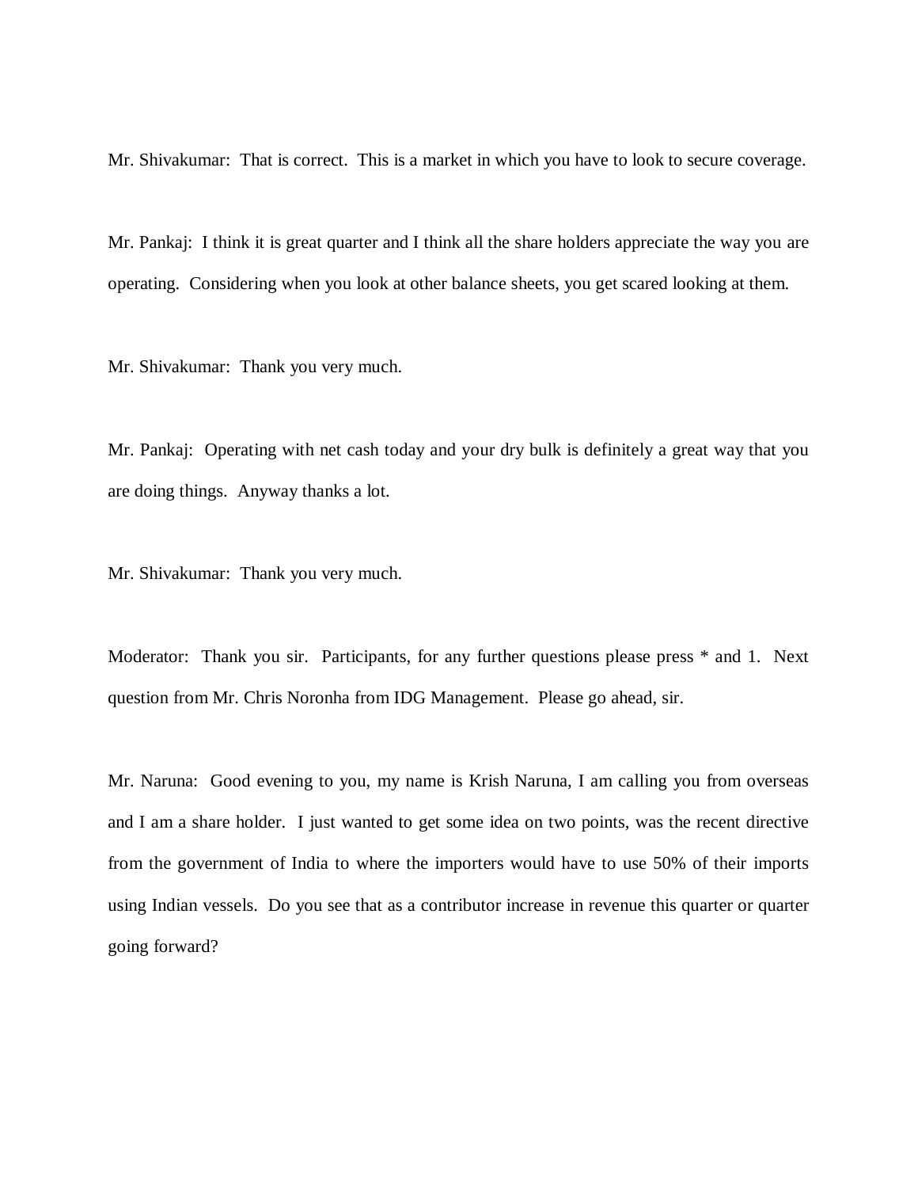Mr. Shivakumar: That is correct. This is a market in which you have to look to secure coverage.

Mr. Pankaj: I think it is great quarter and I think all the share holders appreciate the way you are operating. Considering when you look at other balance sheets, you get scared looking at them.

Mr. Shivakumar: Thank you very much.

Mr. Pankaj: Operating with net cash today and your dry bulk is definitely a great way that you are doing things. Anyway thanks a lot.

Mr. Shivakumar: Thank you very much.

Moderator: Thank you sir. Participants, for any further questions please press * and 1. Next question from Mr. Chris Noronha from IDG Management. Please go ahead, sir.

Mr. Naruna: Good evening to you, my name is Krish Naruna, I am calling you from overseas and I am a share holder. I just wanted to get some idea on two points, was the recent directive from the government of India to where the importers would have to use 50% of their imports using Indian vessels. Do you see that as a contributor increase in revenue this quarter or quarter going forward?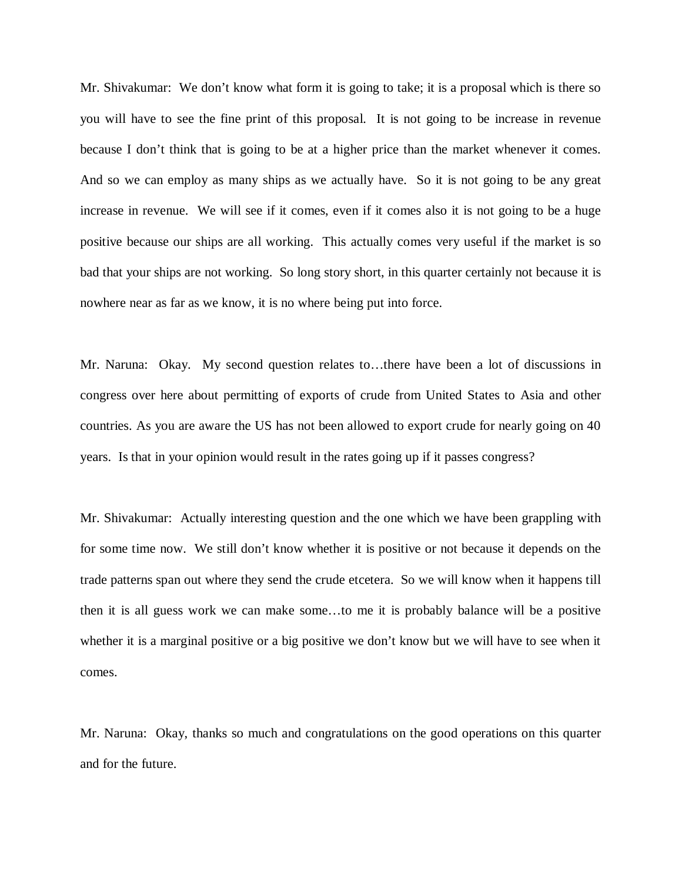Mr. Shivakumar: We don't know what form it is going to take; it is a proposal which is there so you will have to see the fine print of this proposal. It is not going to be increase in revenue because I don't think that is going to be at a higher price than the market whenever it comes. And so we can employ as many ships as we actually have. So it is not going to be any great increase in revenue. We will see if it comes, even if it comes also it is not going to be a huge positive because our ships are all working. This actually comes very useful if the market is so bad that your ships are not working. So long story short, in this quarter certainly not because it is nowhere near as far as we know, it is no where being put into force.

Mr. Naruna: Okay. My second question relates to…there have been a lot of discussions in congress over here about permitting of exports of crude from United States to Asia and other countries. As you are aware the US has not been allowed to export crude for nearly going on 40 years. Is that in your opinion would result in the rates going up if it passes congress?

Mr. Shivakumar: Actually interesting question and the one which we have been grappling with for some time now. We still don't know whether it is positive or not because it depends on the trade patterns span out where they send the crude etcetera. So we will know when it happens till then it is all guess work we can make some…to me it is probably balance will be a positive whether it is a marginal positive or a big positive we don't know but we will have to see when it comes.

Mr. Naruna: Okay, thanks so much and congratulations on the good operations on this quarter and for the future.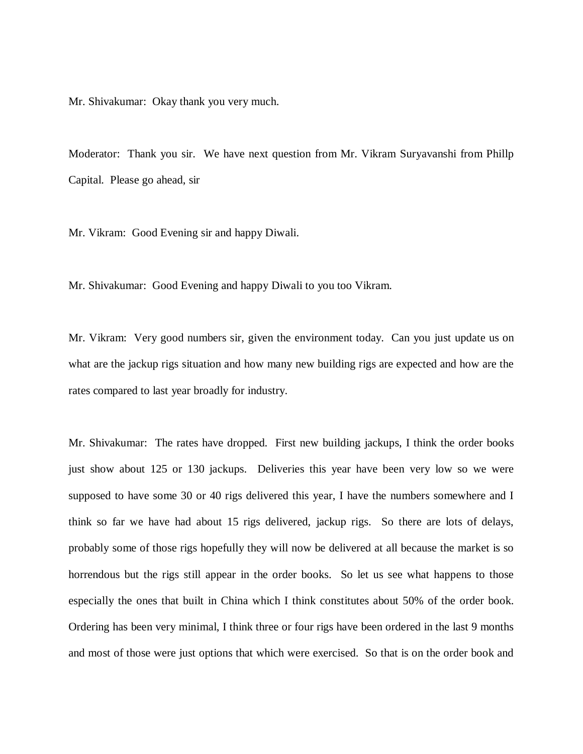Mr. Shivakumar: Okay thank you very much.

Moderator: Thank you sir. We have next question from Mr. Vikram Suryavanshi from Phillp Capital. Please go ahead, sir

Mr. Vikram: Good Evening sir and happy Diwali.

Mr. Shivakumar: Good Evening and happy Diwali to you too Vikram.

Mr. Vikram: Very good numbers sir, given the environment today. Can you just update us on what are the jackup rigs situation and how many new building rigs are expected and how are the rates compared to last year broadly for industry.

Mr. Shivakumar: The rates have dropped. First new building jackups, I think the order books just show about 125 or 130 jackups. Deliveries this year have been very low so we were supposed to have some 30 or 40 rigs delivered this year, I have the numbers somewhere and I think so far we have had about 15 rigs delivered, jackup rigs. So there are lots of delays, probably some of those rigs hopefully they will now be delivered at all because the market is so horrendous but the rigs still appear in the order books. So let us see what happens to those especially the ones that built in China which I think constitutes about 50% of the order book. Ordering has been very minimal, I think three or four rigs have been ordered in the last 9 months and most of those were just options that which were exercised. So that is on the order book and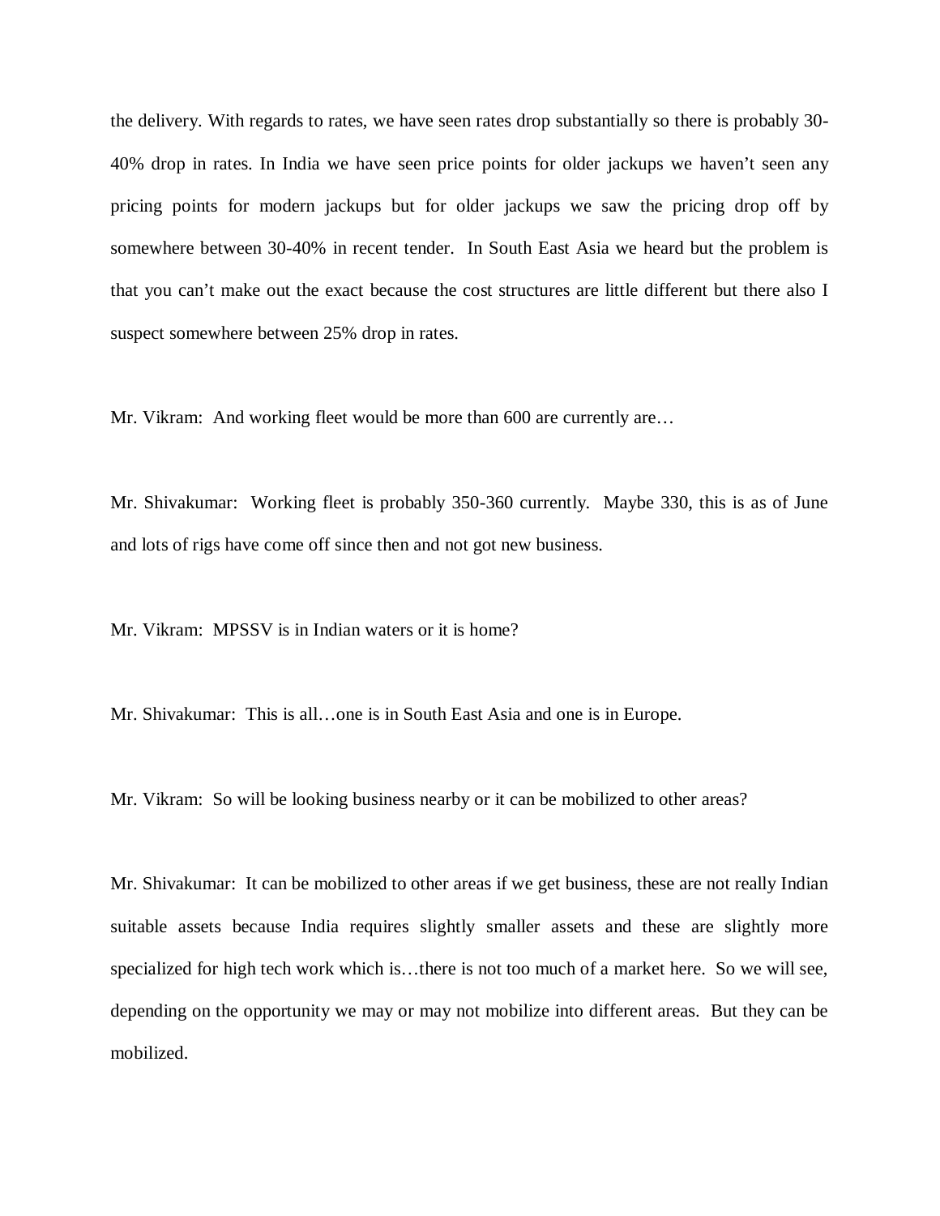the delivery. With regards to rates, we have seen rates drop substantially so there is probably 30-40% drop in rates. In India we have seen price points for older jackups we haven't seen any pricing points for modern jackups but for older jackups we saw the pricing drop off by somewhere between 30-40% in recent tender. In South East Asia we heard but the problem is that you can't make out the exact because the cost structures are little different but there also I suspect somewhere between 25% drop in rates.

Mr. Vikram: And working fleet would be more than 600 are currently are…

Mr. Shivakumar: Working fleet is probably 350-360 currently. Maybe 330, this is as of June and lots of rigs have come off since then and not got new business.

Mr. Vikram: MPSSV is in Indian waters or it is home?

Mr. Shivakumar: This is all…one is in South East Asia and one is in Europe.

Mr. Vikram: So will be looking business nearby or it can be mobilized to other areas?

Mr. Shivakumar: It can be mobilized to other areas if we get business, these are not really Indian suitable assets because India requires slightly smaller assets and these are slightly more specialized for high tech work which is…there is not too much of a market here. So we will see, depending on the opportunity we may or may not mobilize into different areas. But they can be mobilized.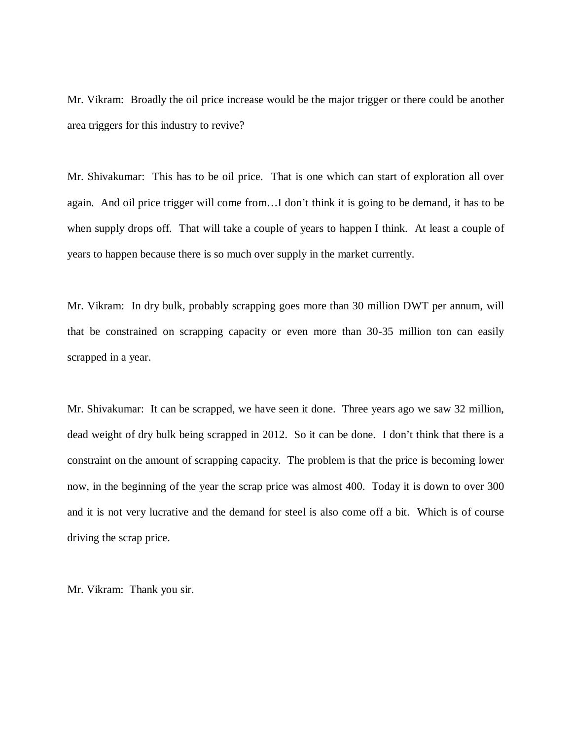Mr. Vikram: Broadly the oil price increase would be the major trigger or there could be another area triggers for this industry to revive?

Mr. Shivakumar: This has to be oil price. That is one which can start of exploration all over again. And oil price trigger will come from…I don't think it is going to be demand, it has to be when supply drops off. That will take a couple of years to happen I think. At least a couple of years to happen because there is so much over supply in the market currently.

Mr. Vikram: In dry bulk, probably scrapping goes more than 30 million DWT per annum, will that be constrained on scrapping capacity or even more than 30-35 million ton can easily scrapped in a year.

Mr. Shivakumar: It can be scrapped, we have seen it done. Three years ago we saw 32 million, dead weight of dry bulk being scrapped in 2012. So it can be done. I don't think that there is a constraint on the amount of scrapping capacity. The problem is that the price is becoming lower now, in the beginning of the year the scrap price was almost 400. Today it is down to over 300 and it is not very lucrative and the demand for steel is also come off a bit. Which is of course driving the scrap price.

Mr. Vikram: Thank you sir.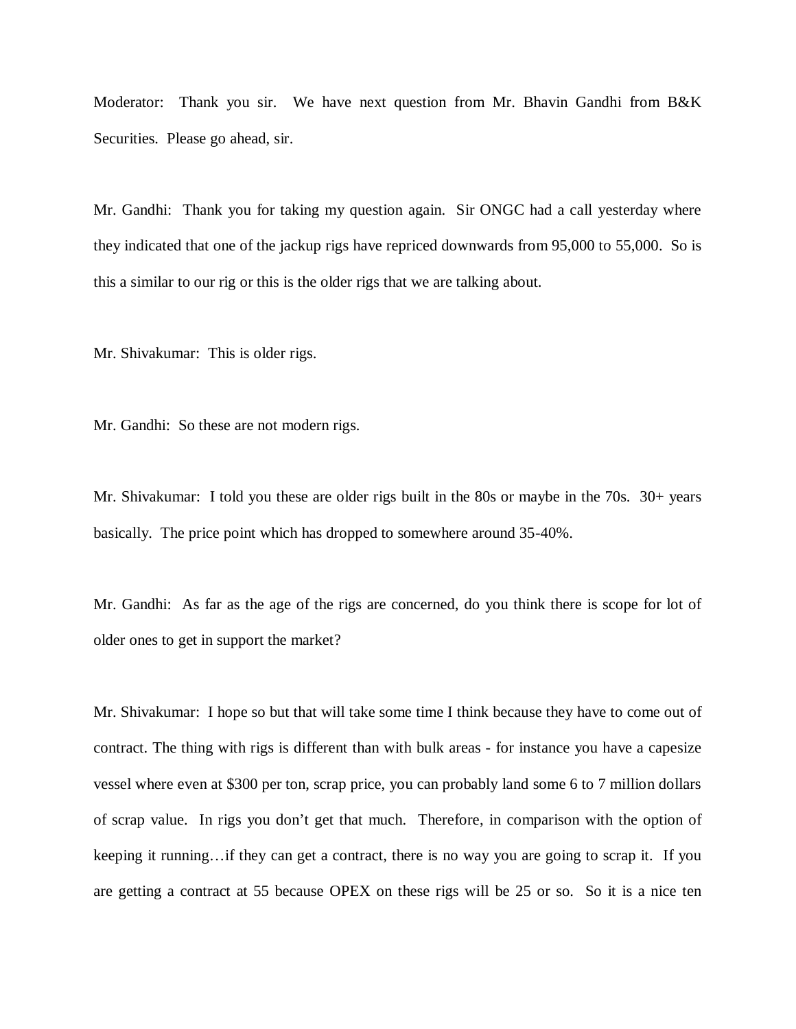Moderator: Thank you sir. We have next question from Mr. Bhavin Gandhi from B&K Securities. Please go ahead, sir.

Mr. Gandhi: Thank you for taking my question again. Sir ONGC had a call yesterday where they indicated that one of the jackup rigs have repriced downwards from 95,000 to 55,000. So is this a similar to our rig or this is the older rigs that we are talking about.

Mr. Shivakumar: This is older rigs.

Mr. Gandhi: So these are not modern rigs.

Mr. Shivakumar: I told you these are older rigs built in the 80s or maybe in the 70s. 30+ years basically. The price point which has dropped to somewhere around 35-40%.

Mr. Gandhi: As far as the age of the rigs are concerned, do you think there is scope for lot of older ones to get in support the market?

Mr. Shivakumar: I hope so but that will take some time I think because they have to come out of contract. The thing with rigs is different than with bulk areas - for instance you have a capesize vessel where even at $300 per ton, scrap price, you can probably land some 6 to 7 million dollars of scrap value. In rigs you don't get that much. Therefore, in comparison with the option of keeping it running…if they can get a contract, there is no way you are going to scrap it. If you are getting a contract at 55 because OPEX on these rigs will be 25 or so. So it is a nice ten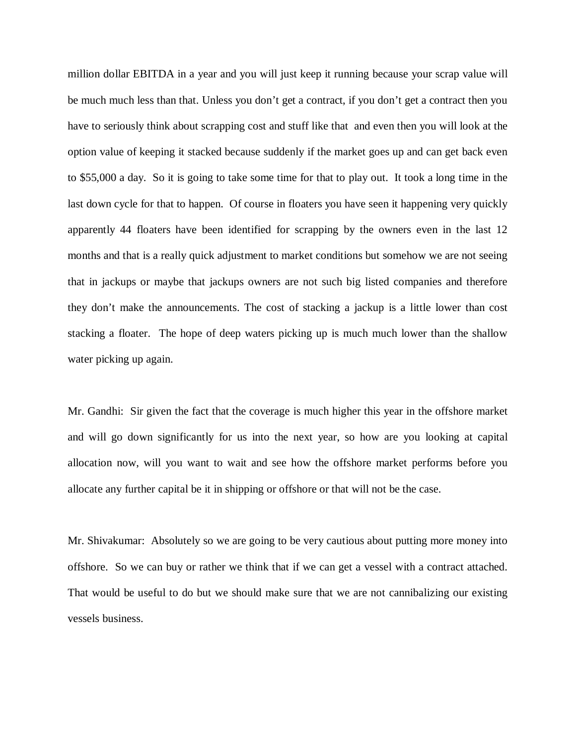million dollar EBITDA in a year and you will just keep it running because your scrap value will be much much less than that. Unless you don't get a contract, if you don't get a contract then you have to seriously think about scrapping cost and stuff like that and even then you will look at the option value of keeping it stacked because suddenly if the market goes up and can get back even to $55,000 a day. So it is going to take some time for that to play out. It took a long time in the last down cycle for that to happen. Of course in floaters you have seen it happening very quickly apparently 44 floaters have been identified for scrapping by the owners even in the last 12 months and that is a really quick adjustment to market conditions but somehow we are not seeing that in jackups or maybe that jackups owners are not such big listed companies and therefore they don't make the announcements. The cost of stacking a jackup is a little lower than cost stacking a floater. The hope of deep waters picking up is much much lower than the shallow water picking up again.

Mr. Gandhi: Sir given the fact that the coverage is much higher this year in the offshore market and will go down significantly for us into the next year, so how are you looking at capital allocation now, will you want to wait and see how the offshore market performs before you allocate any further capital be it in shipping or offshore or that will not be the case.

Mr. Shivakumar: Absolutely so we are going to be very cautious about putting more money into offshore. So we can buy or rather we think that if we can get a vessel with a contract attached. That would be useful to do but we should make sure that we are not cannibalizing our existing vessels business.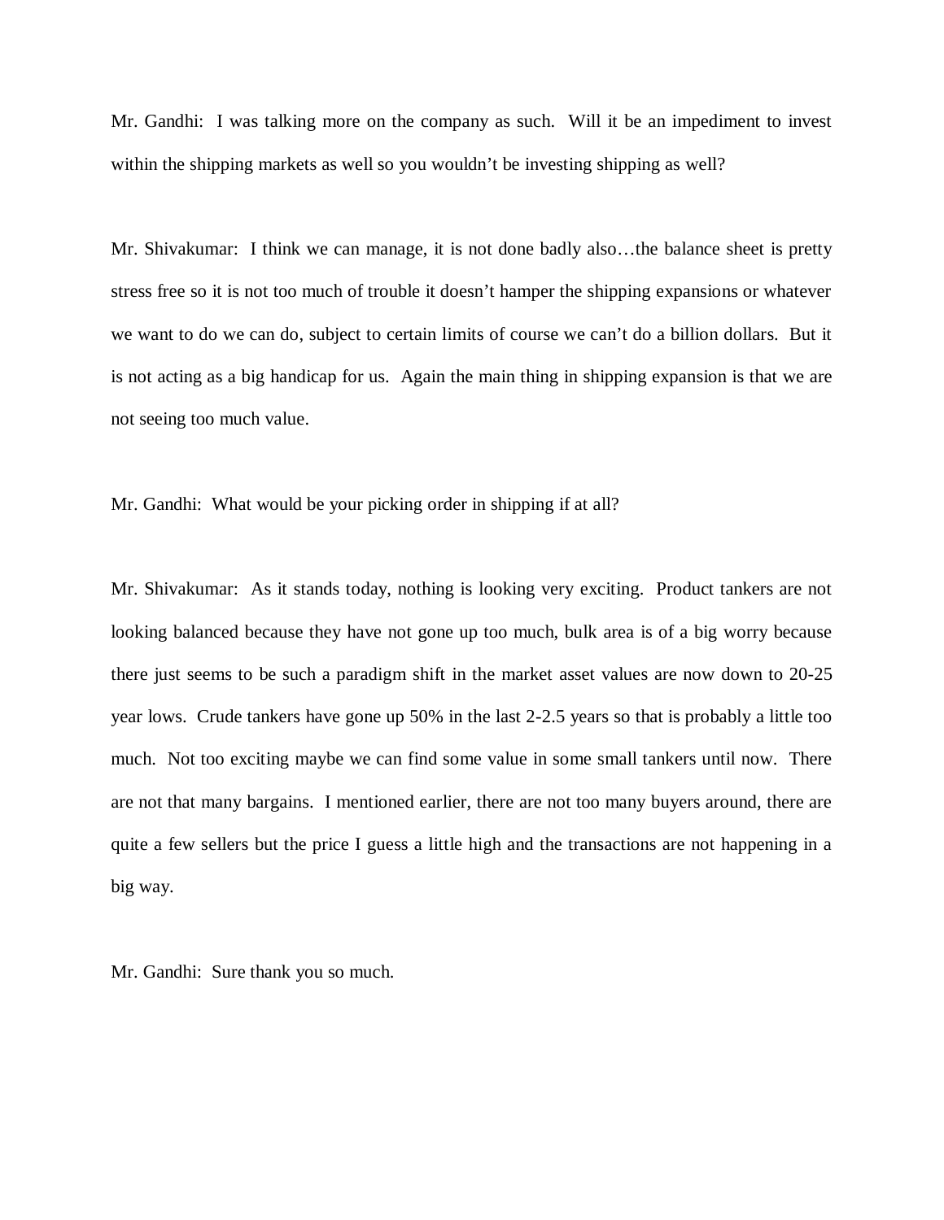Mr. Gandhi: I was talking more on the company as such. Will it be an impediment to invest within the shipping markets as well so you wouldn't be investing shipping as well?

Mr. Shivakumar: I think we can manage, it is not done badly also…the balance sheet is pretty stress free so it is not too much of trouble it doesn't hamper the shipping expansions or whatever we want to do we can do, subject to certain limits of course we can't do a billion dollars. But it is not acting as a big handicap for us. Again the main thing in shipping expansion is that we are not seeing too much value.

Mr. Gandhi: What would be your picking order in shipping if at all?

Mr. Shivakumar: As it stands today, nothing is looking very exciting. Product tankers are not looking balanced because they have not gone up too much, bulk area is of a big worry because there just seems to be such a paradigm shift in the market asset values are now down to 20-25 year lows. Crude tankers have gone up 50% in the last 2-2.5 years so that is probably a little too much. Not too exciting maybe we can find some value in some small tankers until now. There are not that many bargains. I mentioned earlier, there are not too many buyers around, there are quite a few sellers but the price I guess a little high and the transactions are not happening in a big way.

Mr. Gandhi: Sure thank you so much.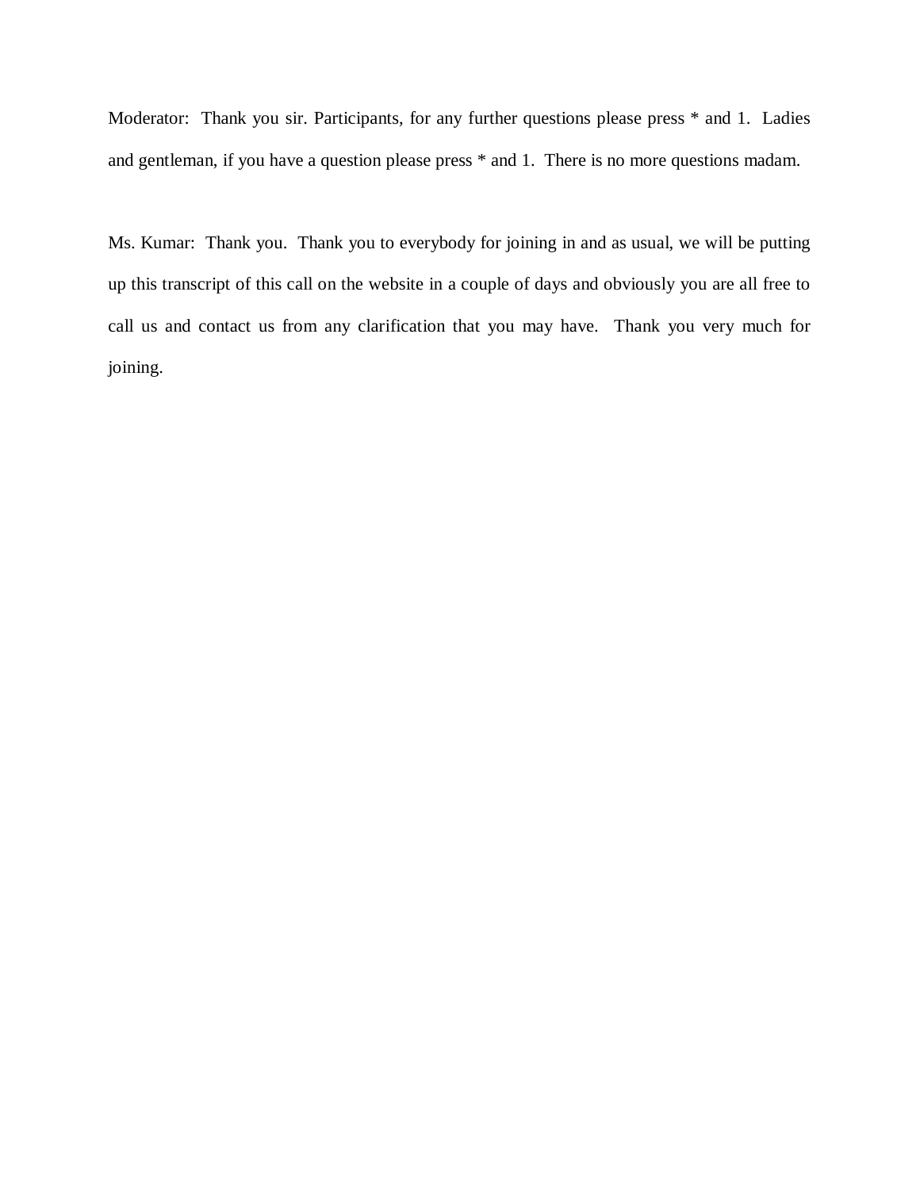Moderator: Thank you sir. Participants, for any further questions please press * and 1. Ladies and gentleman, if you have a question please press * and 1. There is no more questions madam.

Ms. Kumar: Thank you. Thank you to everybody for joining in and as usual, we will be putting up this transcript of this call on the website in a couple of days and obviously you are all free to call us and contact us from any clarification that you may have. Thank you very much for joining.